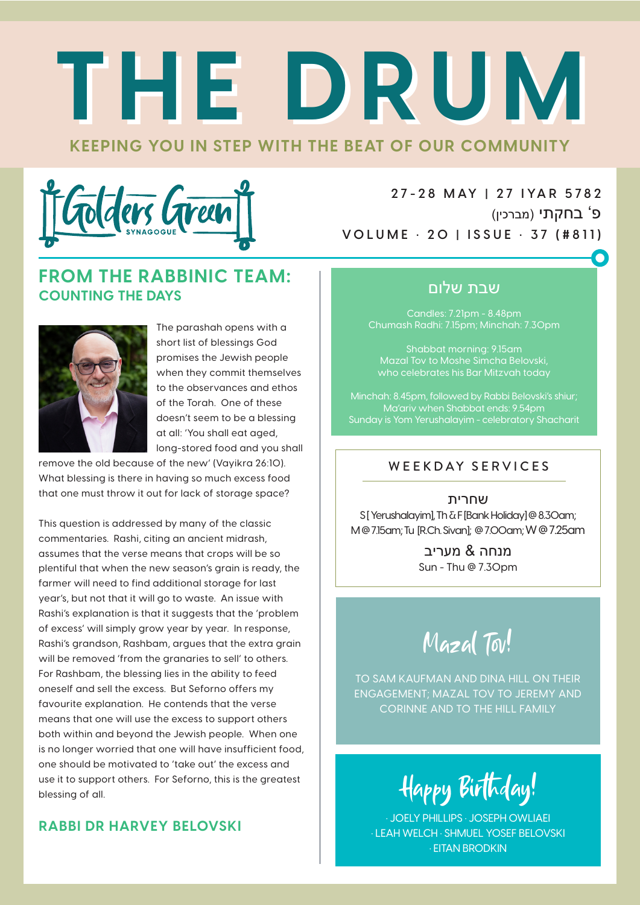# THE DRUM

**KEEPING YOU IN STEP WITH THE BEAT OF OUR COMMUNITY**

Golders Green SYNAGOGUE

27-28 MAY | 27 IYAR 5782

פ' בחקתי (מברכין)

VOLUME · 20 | ISSUE · 37 (#811)

## FROM THE RABBINIC TEAM:
### COUNTING THE DAYS

The parashah opens with a short list of blessings God promises the Jewish people when they commit themselves to the observances and ethos of the Torah. One of these doesn't seem to be a blessing at all: 'You shall eat aged, long-stored food and you shall remove the old because of the new' (Vayikra 26:10). What blessing is there in having so much excess food that one must throw it out for lack of storage space?

This question is addressed by many of the classic commentaries. Rashi, citing an ancient midrash, assumes that the verse means that crops will be so plentiful that when the new season's grain is ready, the farmer will need to find additional storage for last year's, but not that it will go to waste. An issue with Rashi's explanation is that it suggests that the 'problem of excess' will simply grow year by year. In response, Rashi's grandson, Rashbam, argues that the extra grain will be removed 'from the granaries to sell' to others. For Rashbam, the blessing lies in the ability to feed oneself and sell the excess. But Seforno offers my favourite explanation. He contends that the verse means that one will use the excess to support others both within and beyond the Jewish people. When one is no longer worried that one will have insufficient food, one should be motivated to 'take out' the excess and use it to support others. For Seforno, this is the greatest blessing of all.

**RABBI DR HARVEY BELOVSKI**

## שבת שלום

Candles: 7.21pm - 8.48pm
Chumash Radhi: 7.15pm; Minchah: 7.30pm

Shabbat morning: 9.15am
Mazal Tov to Moshe Simcha Belovski, who celebrates his Bar Mitzvah today

Minchah: 8.45pm, followed by Rabbi Belovski's shiur;
Ma'ariv when Shabbat ends: 9.54pm
Sunday is Yom Yerushalayim - celebratory Shacharit

## WEEKDAY SERVICES

**שחרית**

S [Yerushalayim], Th & F [Bank Holiday] @ 8.30am; M @ 7.15am; Tu [R.Ch. Sivan]; @ 7.00am; W @ 7.25am

**מנחה & מעריב**

Sun - Thu @ 7.30pm

## Mazal Tov!

TO SAM KAUFMAN AND DINA HILL ON THEIR ENGAGEMENT; MAZAL TOV TO JEREMY AND CORINNE AND TO THE HILL FAMILY

## Happy Birthday!

· JOELY PHILLIPS · JOSEPH OWLIAEI · LEAH WELCH · SHMUEL YOSEF BELOVSKI · EITAN BRODKIN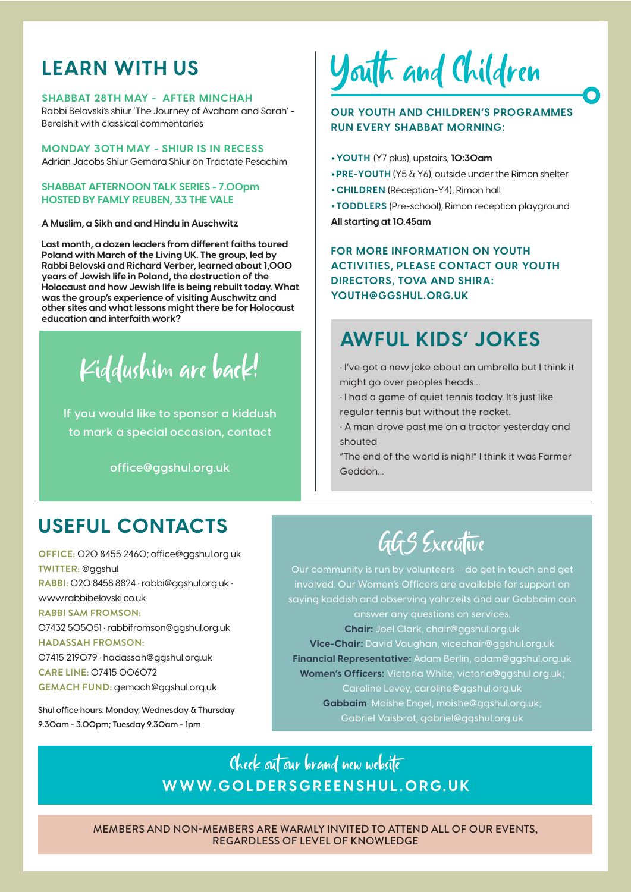## LEARN WITH US

**SHABBAT 28TH MAY - AFTER MINCHAH**
Rabbi Belovski's shiur 'The Journey of Avaham and Sarah' - Bereishit with classical commentaries

**MONDAY 30TH MAY - SHIUR IS IN RECESS**
Adrian Jacobs Shiur Gemara Shiur on Tractate Pesachim

**SHABBAT AFTERNOON TALK SERIES - 7.00pm**
**HOSTED BY FAMLY REUBEN, 33 THE VALE**

**A Muslim, a Sikh and and Hindu in Auschwitz**

**Last month, a dozen leaders from different faiths toured Poland with March of the Living UK. The group, led by Rabbi Belovski and Richard Verber, learned about 1,000 years of Jewish life in Poland, the destruction of the Holocaust and how Jewish life is being rebuilt today. What was the group's experience of visiting Auschwitz and other sites and what lessons might there be for Holocaust education and interfaith work?**

## Kiddushim are back!

If you would like to sponsor a kiddush to mark a special occasion, contact

office@ggshul.org.uk

## Youth and Children

**OUR YOUTH AND CHILDREN'S PROGRAMMES RUN EVERY SHABBAT MORNING:**

- **YOUTH** (Y7 plus), upstairs, **10:30am**
- **PRE-YOUTH** (Y5 & Y6), outside under the Rimon shelter
- **CHILDREN** (Reception-Y4), Rimon hall
- **TODDLERS** (Pre-school), Rimon reception playground

**All starting at 10.45am**

**FOR MORE INFORMATION ON YOUTH ACTIVITIES, PLEASE CONTACT OUR YOUTH DIRECTORS, TOVA AND SHIRA: YOUTH@GGSHUL.ORG.UK**

## AWFUL KIDS' JOKES

· I've got a new joke about an umbrella but I think it might go over peoples heads...
· I had a game of quiet tennis today. It's just like regular tennis but without the racket.
· A man drove past me on a tractor yesterday and shouted
"The end of the world is nigh!" I think it was Farmer Geddon...

## USEFUL CONTACTS

**OFFICE:** 020 8455 2460; office@ggshul.org.uk
**TWITTER:** @ggshul
**RABBI:** 020 8458 8824 · rabbi@ggshul.org.uk · www.rabbibelovski.co.uk
**RABBI SAM FROMSON:**
07432 505051 · rabbifromson@ggshul.org.uk
**HADASSAH FROMSON:**
07415 219079 · hadassah@ggshul.org.uk
**CARE LINE:** 07415 006072
**GEMACH FUND:** gemach@ggshul.org.uk

Shul office hours: Monday, Wednesday & Thursday 9.30am - 3.00pm; Tuesday 9.30am - 1pm

## GGS Executive

Our community is run by volunteers – do get in touch and get involved. Our Women's Officers are available for support on saying kaddish and observing yahrzeits and our Gabbaim can answer any questions on services.

**Chair:** Joel Clark, chair@ggshul.org.uk
**Vice-Chair:** David Vaughan, vicechair@ggshul.org.uk
**Financial Representative:** Adam Berlin, adam@ggshul.org.uk
**Women's Officers:** Victoria White, victoria@ggshul.org.uk; Caroline Levey, caroline@ggshul.org.uk
**Gabbaim**: Moishe Engel, moishe@ggshul.org.uk; Gabriel Vaisbrot, gabriel@ggshul.org.uk

Check out our brand new website
**WWW.GOLDERSGREENSHUL.ORG.UK**

MEMBERS AND NON-MEMBERS ARE WARMLY INVITED TO ATTEND ALL OF OUR EVENTS, REGARDLESS OF LEVEL OF KNOWLEDGE